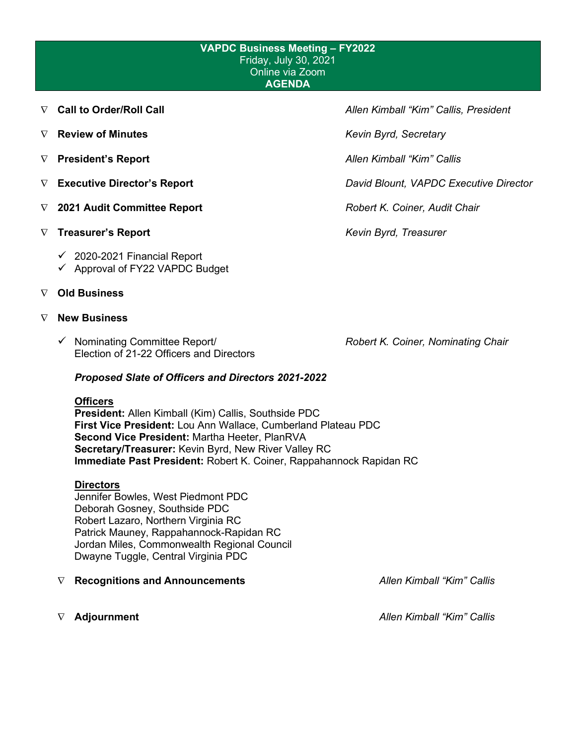**VAPDC Business Meeting – FY2022**
Friday, July 30, 2021
Online via Zoom
**AGENDA**

- **Call to Order/Roll Call** — *Allen Kimball "Kim" Callis, President*
- **Review of Minutes** — *Kevin Byrd, Secretary*
- **President's Report** — *Allen Kimball "Kim" Callis*
- **Executive Director's Report** — *David Blount, VAPDC Executive Director*
- **2021 Audit Committee Report** — *Robert K. Coiner, Audit Chair*
- **Treasurer's Report** — *Kevin Byrd, Treasurer*
  - ✓ 2020-2021 Financial Report
  - ✓ Approval of FY22 VAPDC Budget
- **Old Business**
- **New Business**
  - ✓ Nominating Committee Report/ Election of 21-22 Officers and Directors — *Robert K. Coiner, Nominating Chair*

    ***Proposed Slate of Officers and Directors 2021-2022***

    **Officers**

    **President:** Allen Kimball (Kim) Callis, Southside PDC
    **First Vice President:** Lou Ann Wallace, Cumberland Plateau PDC
    **Second Vice President:** Martha Heeter, PlanRVA
    **Secretary/Treasurer:** Kevin Byrd, New River Valley RC
    **Immediate Past President:** Robert K. Coiner, Rappahannock Rapidan RC

    **Directors**

    Jennifer Bowles, West Piedmont PDC
    Deborah Gosney, Southside PDC
    Robert Lazaro, Northern Virginia RC
    Patrick Mauney, Rappahannock-Rapidan RC
    Jordan Miles, Commonwealth Regional Council
    Dwayne Tuggle, Central Virginia PDC

- **Recognitions and Announcements** — *Allen Kimball "Kim" Callis*
- **Adjournment** — *Allen Kimball "Kim" Callis*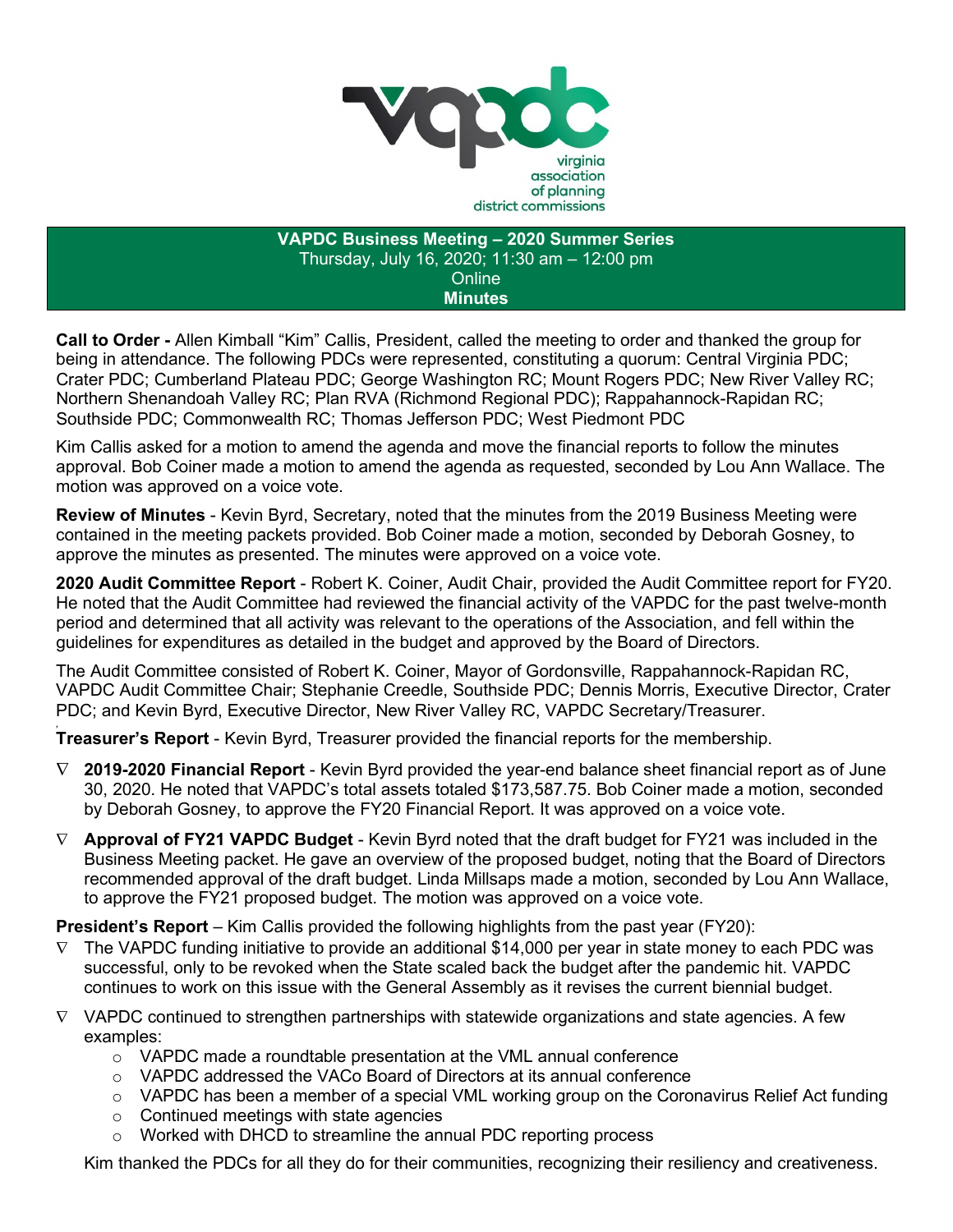virginia association of planning district commissions

**VAPDC Business Meeting – 2020 Summer Series**
Thursday, July 16, 2020; 11:30 am – 12:00 pm
Online
**Minutes**

**Call to Order -** Allen Kimball "Kim" Callis, President, called the meeting to order and thanked the group for being in attendance. The following PDCs were represented, constituting a quorum: Central Virginia PDC; Crater PDC; Cumberland Plateau PDC; George Washington RC; Mount Rogers PDC; New River Valley RC; Northern Shenandoah Valley RC; Plan RVA (Richmond Regional PDC); Rappahannock-Rapidan RC; Southside PDC; Commonwealth RC; Thomas Jefferson PDC; West Piedmont PDC

Kim Callis asked for a motion to amend the agenda and move the financial reports to follow the minutes approval. Bob Coiner made a motion to amend the agenda as requested, seconded by Lou Ann Wallace. The motion was approved on a voice vote.

**Review of Minutes** - Kevin Byrd, Secretary, noted that the minutes from the 2019 Business Meeting were contained in the meeting packets provided. Bob Coiner made a motion, seconded by Deborah Gosney, to approve the minutes as presented. The minutes were approved on a voice vote.

**2020 Audit Committee Report** - Robert K. Coiner, Audit Chair, provided the Audit Committee report for FY20. He noted that the Audit Committee had reviewed the financial activity of the VAPDC for the past twelve-month period and determined that all activity was relevant to the operations of the Association, and fell within the guidelines for expenditures as detailed in the budget and approved by the Board of Directors.

The Audit Committee consisted of Robert K. Coiner, Mayor of Gordonsville, Rappahannock-Rapidan RC, VAPDC Audit Committee Chair; Stephanie Creedle, Southside PDC; Dennis Morris, Executive Director, Crater PDC; and Kevin Byrd, Executive Director, New River Valley RC, VAPDC Secretary/Treasurer.

**Treasurer's Report** - Kevin Byrd, Treasurer provided the financial reports for the membership.

- **2019-2020 Financial Report** - Kevin Byrd provided the year-end balance sheet financial report as of June 30, 2020. He noted that VAPDC's total assets totaled $173,587.75. Bob Coiner made a motion, seconded by Deborah Gosney, to approve the FY20 Financial Report. It was approved on a voice vote.
- **Approval of FY21 VAPDC Budget** - Kevin Byrd noted that the draft budget for FY21 was included in the Business Meeting packet. He gave an overview of the proposed budget, noting that the Board of Directors recommended approval of the draft budget. Linda Millsaps made a motion, seconded by Lou Ann Wallace, to approve the FY21 proposed budget. The motion was approved on a voice vote.

**President's Report** – Kim Callis provided the following highlights from the past year (FY20):

- The VAPDC funding initiative to provide an additional $14,000 per year in state money to each PDC was successful, only to be revoked when the State scaled back the budget after the pandemic hit. VAPDC continues to work on this issue with the General Assembly as it revises the current biennial budget.
- VAPDC continued to strengthen partnerships with statewide organizations and state agencies. A few examples:
  - VAPDC made a roundtable presentation at the VML annual conference
  - VAPDC addressed the VACo Board of Directors at its annual conference
  - VAPDC has been a member of a special VML working group on the Coronavirus Relief Act funding
  - Continued meetings with state agencies
  - Worked with DHCD to streamline the annual PDC reporting process

Kim thanked the PDCs for all they do for their communities, recognizing their resiliency and creativeness.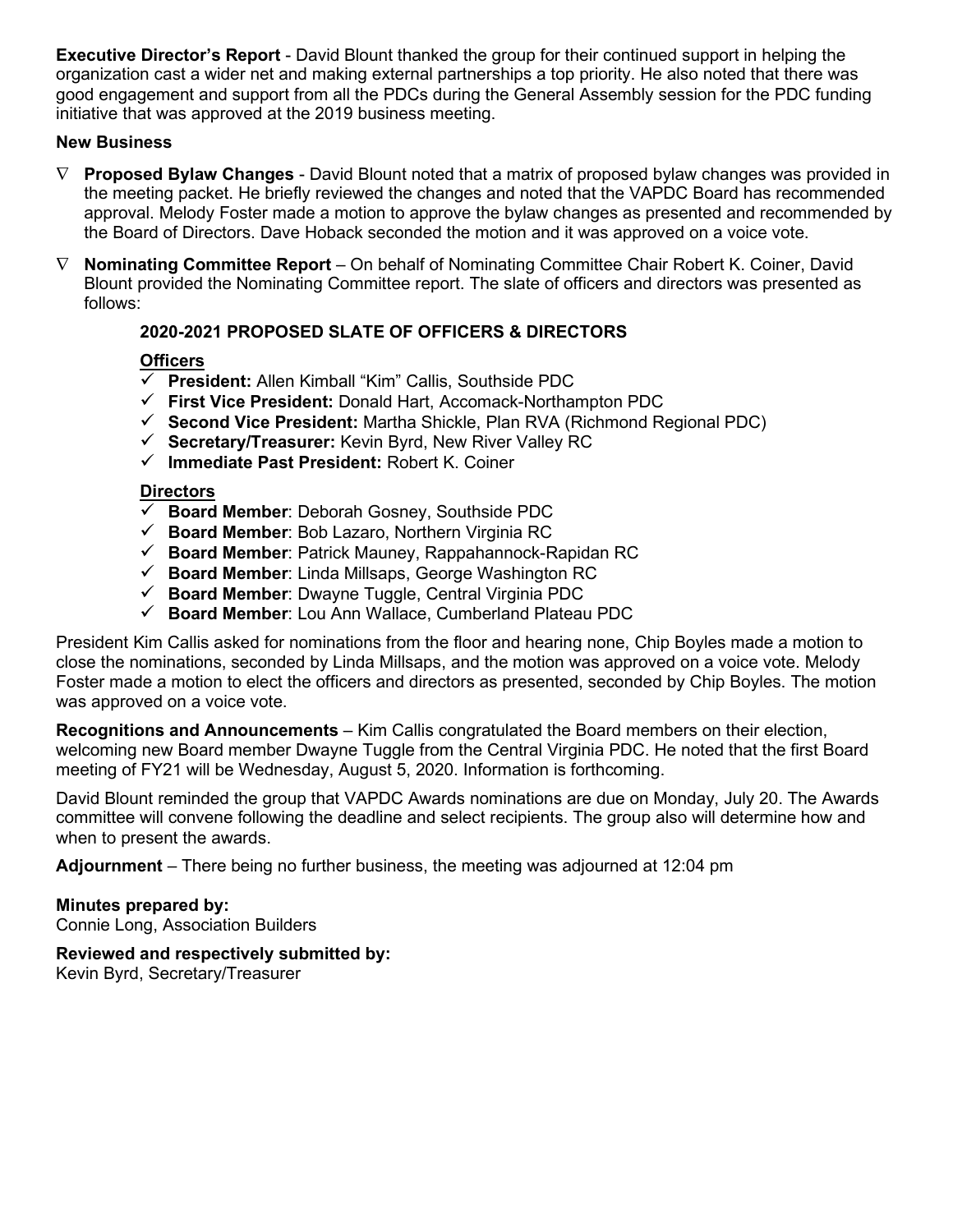**Executive Director's Report** - David Blount thanked the group for their continued support in helping the organization cast a wider net and making external partnerships a top priority. He also noted that there was good engagement and support from all the PDCs during the General Assembly session for the PDC funding initiative that was approved at the 2019 business meeting.

**New Business**

- **Proposed Bylaw Changes** - David Blount noted that a matrix of proposed bylaw changes was provided in the meeting packet. He briefly reviewed the changes and noted that the VAPDC Board has recommended approval. Melody Foster made a motion to approve the bylaw changes as presented and recommended by the Board of Directors. Dave Hoback seconded the motion and it was approved on a voice vote.
- **Nominating Committee Report** – On behalf of Nominating Committee Chair Robert K. Coiner, David Blount provided the Nominating Committee report. The slate of officers and directors was presented as follows:

**2020-2021 PROPOSED SLATE OF OFFICERS & DIRECTORS**

**Officers**

- ✓ **President:** Allen Kimball "Kim" Callis, Southside PDC
- ✓ **First Vice President:** Donald Hart, Accomack-Northampton PDC
- ✓ **Second Vice President:** Martha Shickle, Plan RVA (Richmond Regional PDC)
- ✓ **Secretary/Treasurer:** Kevin Byrd, New River Valley RC
- ✓ **Immediate Past President:** Robert K. Coiner

**Directors**

- ✓ **Board Member**: Deborah Gosney, Southside PDC
- ✓ **Board Member**: Bob Lazaro, Northern Virginia RC
- ✓ **Board Member**: Patrick Mauney, Rappahannock-Rapidan RC
- ✓ **Board Member**: Linda Millsaps, George Washington RC
- ✓ **Board Member**: Dwayne Tuggle, Central Virginia PDC
- ✓ **Board Member**: Lou Ann Wallace, Cumberland Plateau PDC

President Kim Callis asked for nominations from the floor and hearing none, Chip Boyles made a motion to close the nominations, seconded by Linda Millsaps, and the motion was approved on a voice vote. Melody Foster made a motion to elect the officers and directors as presented, seconded by Chip Boyles. The motion was approved on a voice vote.

**Recognitions and Announcements** – Kim Callis congratulated the Board members on their election, welcoming new Board member Dwayne Tuggle from the Central Virginia PDC. He noted that the first Board meeting of FY21 will be Wednesday, August 5, 2020. Information is forthcoming.

David Blount reminded the group that VAPDC Awards nominations are due on Monday, July 20. The Awards committee will convene following the deadline and select recipients. The group also will determine how and when to present the awards.

**Adjournment** – There being no further business, the meeting was adjourned at 12:04 pm

**Minutes prepared by:**
Connie Long, Association Builders

**Reviewed and respectively submitted by:**
Kevin Byrd, Secretary/Treasurer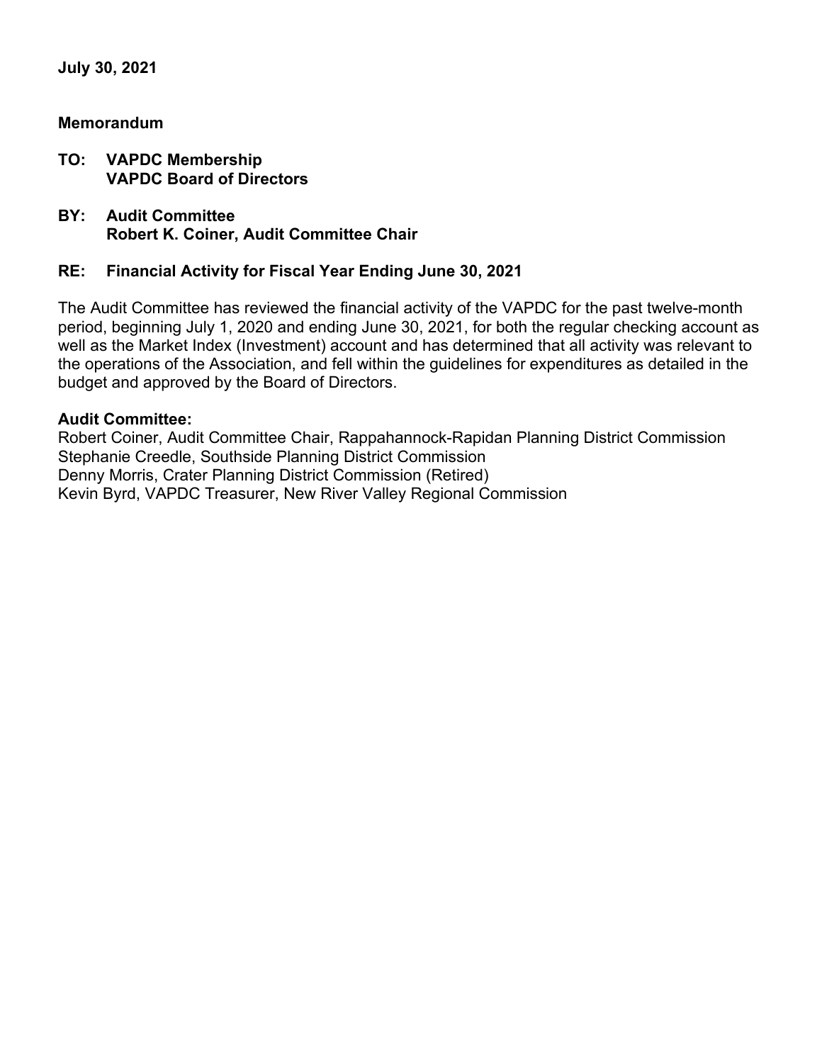**July 30, 2021**

**Memorandum**

**TO: VAPDC Membership**
**VAPDC Board of Directors**

**BY: Audit Committee**
**Robert K. Coiner, Audit Committee Chair**

**RE: Financial Activity for Fiscal Year Ending June 30, 2021**

The Audit Committee has reviewed the financial activity of the VAPDC for the past twelve-month period, beginning July 1, 2020 and ending June 30, 2021, for both the regular checking account as well as the Market Index (Investment) account and has determined that all activity was relevant to the operations of the Association, and fell within the guidelines for expenditures as detailed in the budget and approved by the Board of Directors.

**Audit Committee:**
Robert Coiner, Audit Committee Chair, Rappahannock-Rapidan Planning District Commission
Stephanie Creedle, Southside Planning District Commission
Denny Morris, Crater Planning District Commission (Retired)
Kevin Byrd, VAPDC Treasurer, New River Valley Regional Commission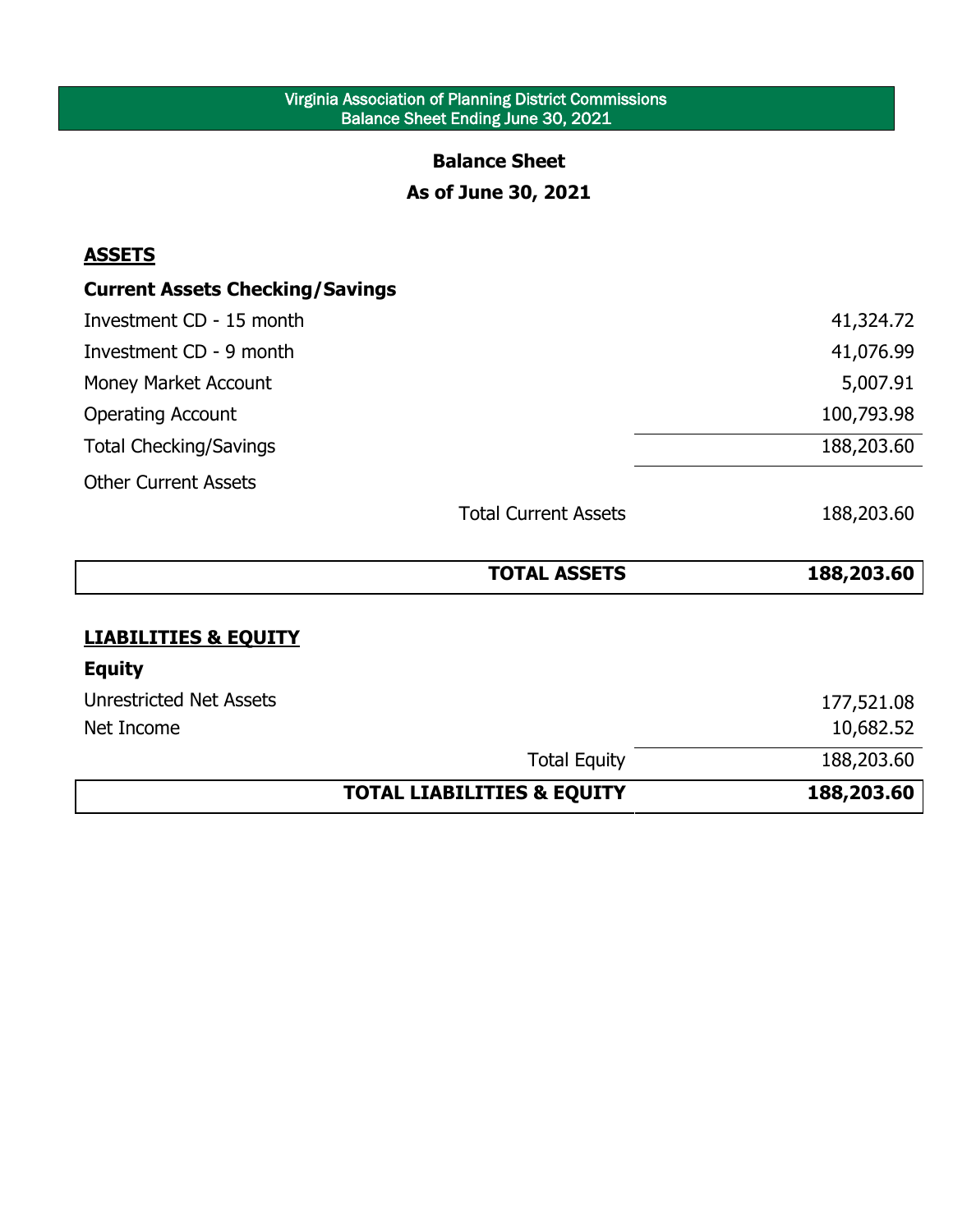Virginia Association of Planning District Commissions
Balance Sheet Ending June 30, 2021

## Balance Sheet

### As of June 30, 2021

**ASSETS**

**Current Assets Checking/Savings**

| | |
|---|---|
| Investment CD - 15 month | 41,324.72 |
| Investment CD - 9 month | 41,076.99 |
| Money Market Account | 5,007.91 |
| Operating Account | 100,793.98 |
| Total Checking/Savings | 188,203.60 |
| Other Current Assets | |
| Total Current Assets | 188,203.60 |
| **TOTAL ASSETS** | **188,203.60** |

**LIABILITIES & EQUITY**

**Equity**

| | |
|---|---|
| Unrestricted Net Assets | 177,521.08 |
| Net Income | 10,682.52 |
| Total Equity | 188,203.60 |
| **TOTAL LIABILITIES & EQUITY** | **188,203.60** |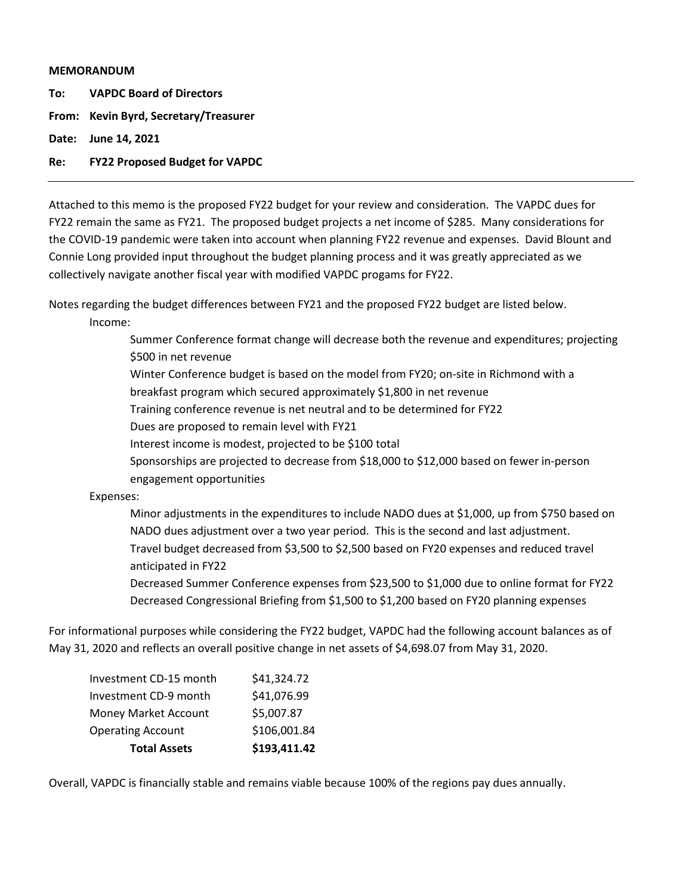**MEMORANDUM**

**To:** **VAPDC Board of Directors**

**From:** **Kevin Byrd, Secretary/Treasurer**

**Date:** **June 14, 2021**

**Re:** **FY22 Proposed Budget for VAPDC**

---

Attached to this memo is the proposed FY22 budget for your review and consideration. The VAPDC dues for FY22 remain the same as FY21. The proposed budget projects a net income of $285. Many considerations for the COVID-19 pandemic were taken into account when planning FY22 revenue and expenses. David Blount and Connie Long provided input throughout the budget planning process and it was greatly appreciated as we collectively navigate another fiscal year with modified VAPDC progams for FY22.

Notes regarding the budget differences between FY21 and the proposed FY22 budget are listed below.

Income:

- Summer Conference format change will decrease both the revenue and expenditures; projecting $500 in net revenue
- Winter Conference budget is based on the model from FY20; on-site in Richmond with a breakfast program which secured approximately $1,800 in net revenue
- Training conference revenue is net neutral and to be determined for FY22
- Dues are proposed to remain level with FY21
- Interest income is modest, projected to be $100 total
- Sponsorships are projected to decrease from $18,000 to $12,000 based on fewer in-person engagement opportunities

Expenses:

- Minor adjustments in the expenditures to include NADO dues at $1,000, up from $750 based on NADO dues adjustment over a two year period. This is the second and last adjustment.
- Travel budget decreased from $3,500 to $2,500 based on FY20 expenses and reduced travel anticipated in FY22
- Decreased Summer Conference expenses from $23,500 to $1,000 due to online format for FY22
- Decreased Congressional Briefing from $1,500 to $1,200 based on FY20 planning expenses

For informational purposes while considering the FY22 budget, VAPDC had the following account balances as of May 31, 2020 and reflects an overall positive change in net assets of $4,698.07 from May 31, 2020.

| | |
|---|---|
| Investment CD-15 month | $41,324.72 |
| Investment CD-9 month | $41,076.99 |
| Money Market Account | $5,007.87 |
| Operating Account | $106,001.84 |
| **Total Assets** | **$193,411.42** |

Overall, VAPDC is financially stable and remains viable because 100% of the regions pay dues annually.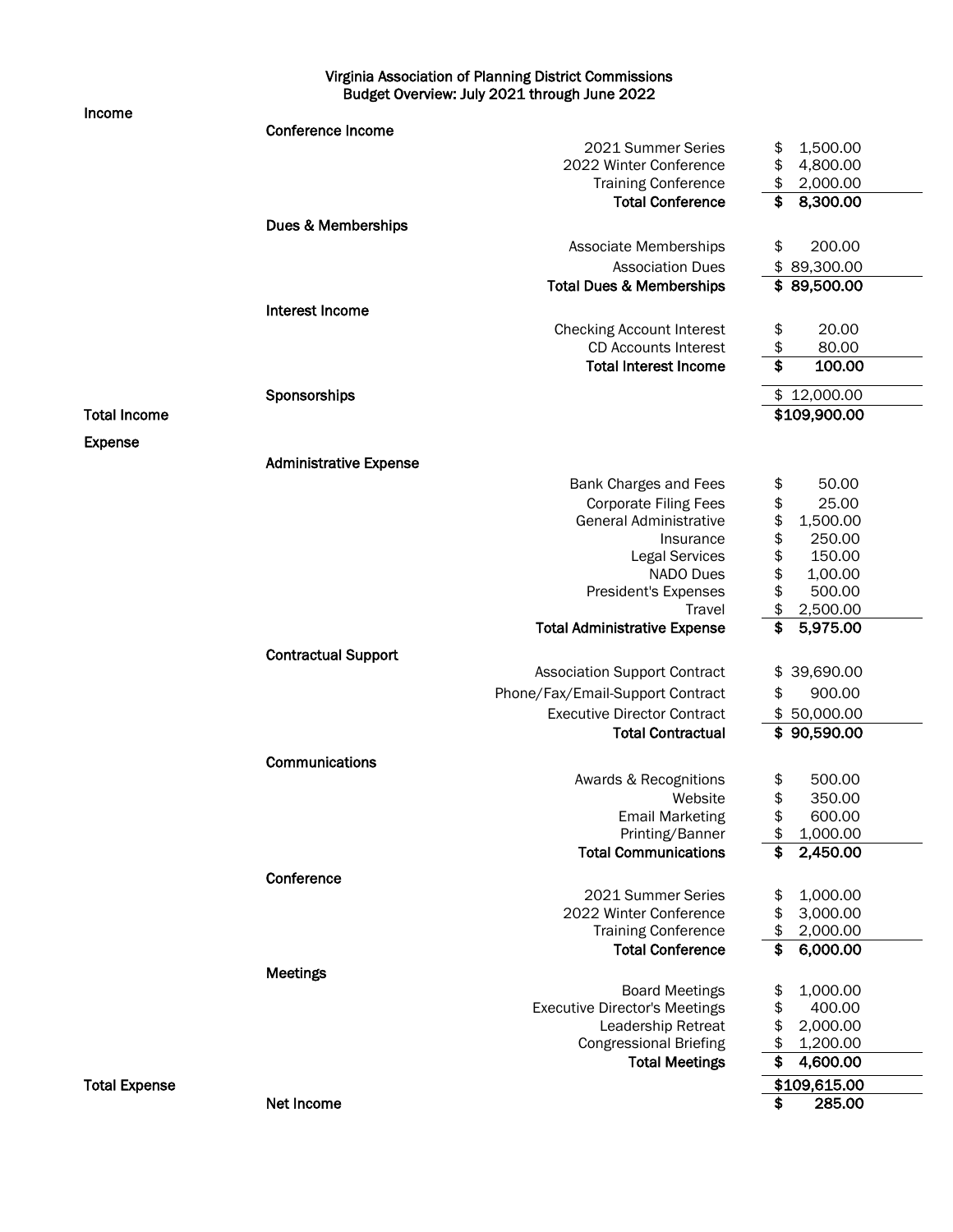# Virginia Association of Planning District Commissions
## Budget Overview: July 2021 through June 2022

| | | | |
|---|---|---|---|
| **Income** | | | |
| | **Conference Income** | | |
| | | 2021 Summer Series | $ 1,500.00 |
| | | 2022 Winter Conference | $ 4,800.00 |
| | | Training Conference | $ 2,000.00 |
| | | **Total Conference** | **$ 8,300.00** |
| | **Dues & Memberships** | | |
| | | Associate Memberships | $ 200.00 |
| | | Association Dues | $ 89,300.00 |
| | | **Total Dues & Memberships** | **$ 89,500.00** |
| | **Interest Income** | | |
| | | Checking Account Interest | $ 20.00 |
| | | CD Accounts Interest | $ 80.00 |
| | | **Total Interest Income** | **$ 100.00** |
| | **Sponsorships** | | $ 12,000.00 |
| **Total Income** | | | **$109,900.00** |
| **Expense** | | | |
| | **Administrative Expense** | | |
| | | Bank Charges and Fees | $ 50.00 |
| | | Corporate Filing Fees | $ 25.00 |
| | | General Administrative | $ 1,500.00 |
| | | Insurance | $ 250.00 |
| | | Legal Services | $ 150.00 |
| | | NADO Dues | $ 1,00.00 |
| | | President's Expenses | $ 500.00 |
| | | Travel | $ 2,500.00 |
| | | **Total Administrative Expense** | **$ 5,975.00** |
| | **Contractual Support** | | |
| | | Association Support Contract | $ 39,690.00 |
| | | Phone/Fax/Email-Support Contract | $ 900.00 |
| | | Executive Director Contract | $ 50,000.00 |
| | | **Total Contractual** | **$ 90,590.00** |
| | **Communications** | | |
| | | Awards & Recognitions | $ 500.00 |
| | | Website | $ 350.00 |
| | | Email Marketing | $ 600.00 |
| | | Printing/Banner | $ 1,000.00 |
| | | **Total Communications** | **$ 2,450.00** |
| | **Conference** | | |
| | | 2021 Summer Series | $ 1,000.00 |
| | | 2022 Winter Conference | $ 3,000.00 |
| | | Training Conference | $ 2,000.00 |
| | | **Total Conference** | **$ 6,000.00** |
| | **Meetings** | | |
| | | Board Meetings | $ 1,000.00 |
| | | Executive Director's Meetings | $ 400.00 |
| | | Leadership Retreat | $ 2,000.00 |
| | | Congressional Briefing | $ 1,200.00 |
| | | **Total Meetings** | **$ 4,600.00** |
| **Total Expense** | | | **$109,615.00** |
| | **Net Income** | | **$ 285.00** |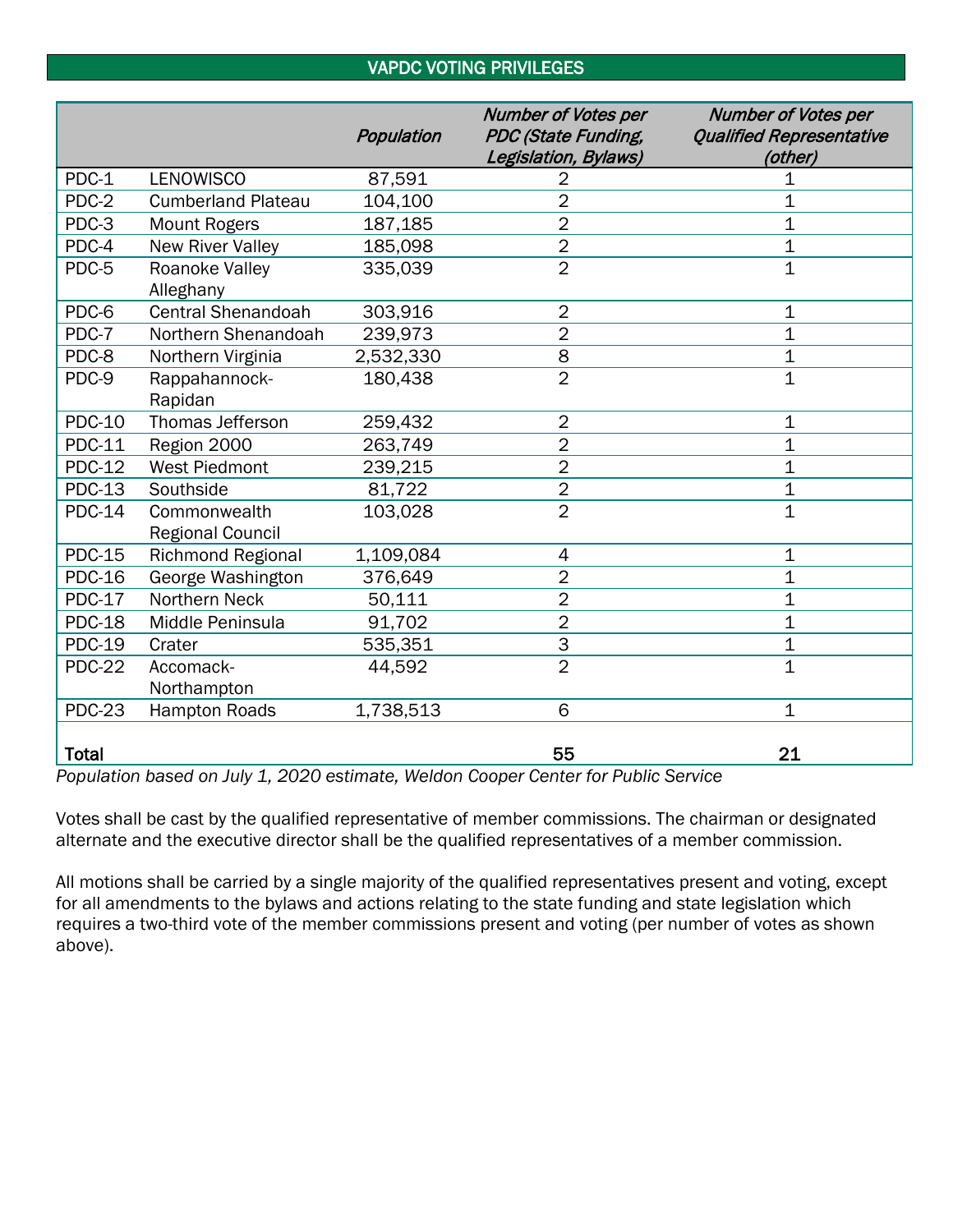## VAPDC VOTING PRIVILEGES

| | | *Population* | *Number of Votes per PDC (State Funding, Legislation, Bylaws)* | *Number of Votes per Qualified Representative (other)* |
|---|---|---|---|---|
| PDC-1 | LENOWISCO | 87,591 | 2 | 1 |
| PDC-2 | Cumberland Plateau | 104,100 | 2 | 1 |
| PDC-3 | Mount Rogers | 187,185 | 2 | 1 |
| PDC-4 | New River Valley | 185,098 | 2 | 1 |
| PDC-5 | Roanoke Valley Alleghany | 335,039 | 2 | 1 |
| PDC-6 | Central Shenandoah | 303,916 | 2 | 1 |
| PDC-7 | Northern Shenandoah | 239,973 | 2 | 1 |
| PDC-8 | Northern Virginia | 2,532,330 | 8 | 1 |
| PDC-9 | Rappahannock-Rapidan | 180,438 | 2 | 1 |
| PDC-10 | Thomas Jefferson | 259,432 | 2 | 1 |
| PDC-11 | Region 2000 | 263,749 | 2 | 1 |
| PDC-12 | West Piedmont | 239,215 | 2 | 1 |
| PDC-13 | Southside | 81,722 | 2 | 1 |
| PDC-14 | Commonwealth Regional Council | 103,028 | 2 | 1 |
| PDC-15 | Richmond Regional | 1,109,084 | 4 | 1 |
| PDC-16 | George Washington | 376,649 | 2 | 1 |
| PDC-17 | Northern Neck | 50,111 | 2 | 1 |
| PDC-18 | Middle Peninsula | 91,702 | 2 | 1 |
| PDC-19 | Crater | 535,351 | 3 | 1 |
| PDC-22 | Accomack-Northampton | 44,592 | 2 | 1 |
| PDC-23 | Hampton Roads | 1,738,513 | 6 | 1 |
| **Total** | | | **55** | **21** |

*Population based on July 1, 2020 estimate, Weldon Cooper Center for Public Service*

Votes shall be cast by the qualified representative of member commissions. The chairman or designated alternate and the executive director shall be the qualified representatives of a member commission.

All motions shall be carried by a single majority of the qualified representatives present and voting, except for all amendments to the bylaws and actions relating to the state funding and state legislation which requires a two-third vote of the member commissions present and voting (per number of votes as shown above).